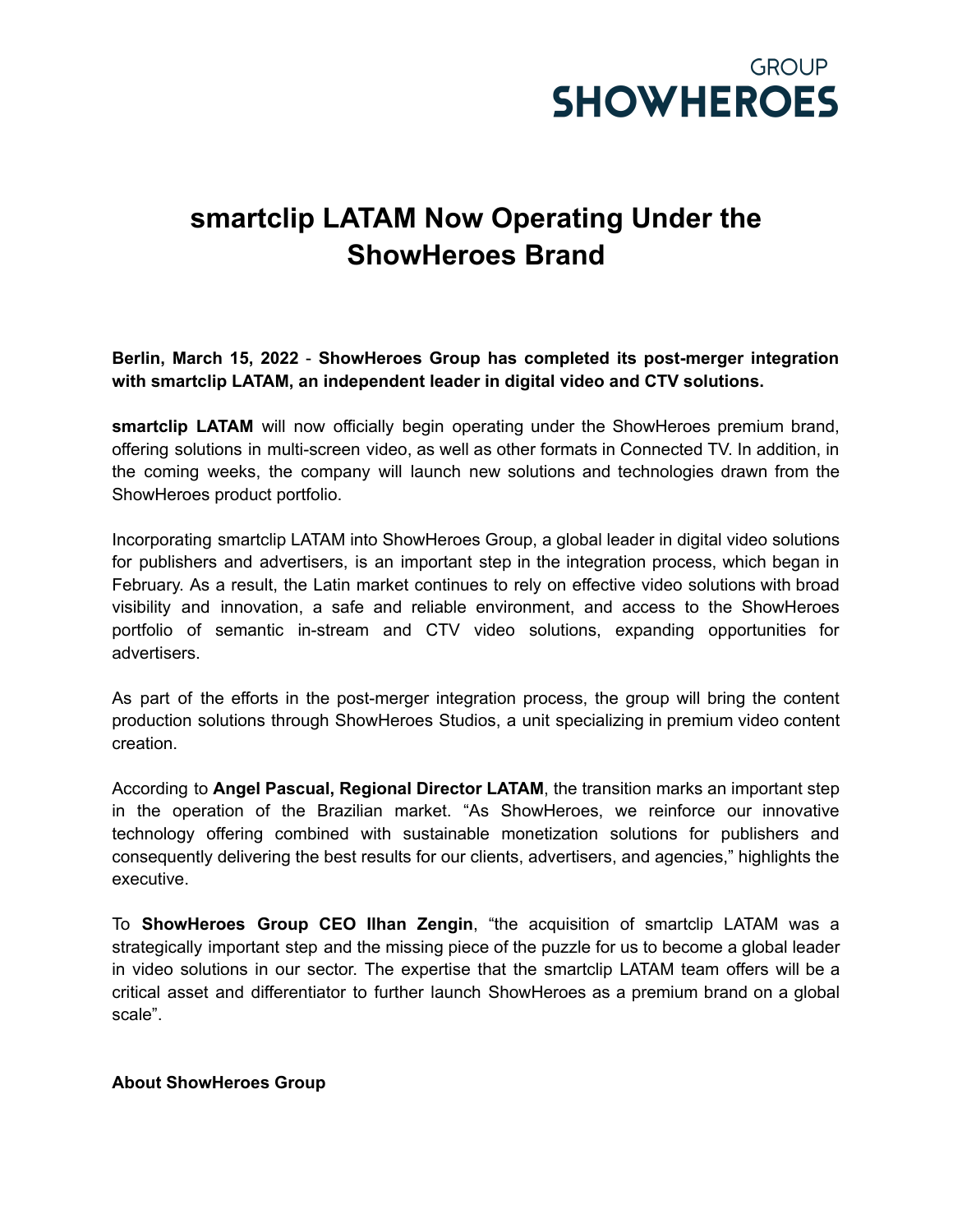GROUP
SHOWHEROES

# smartclip LATAM Now Operating Under the ShowHeroes Brand

**Berlin, March 15, 2022** - **ShowHeroes Group has completed its post-merger integration with smartclip LATAM, an independent leader in digital video and CTV solutions.**

**smartclip LATAM** will now officially begin operating under the ShowHeroes premium brand, offering solutions in multi-screen video, as well as other formats in Connected TV. In addition, in the coming weeks, the company will launch new solutions and technologies drawn from the ShowHeroes product portfolio.

Incorporating smartclip LATAM into ShowHeroes Group, a global leader in digital video solutions for publishers and advertisers, is an important step in the integration process, which began in February. As a result, the Latin market continues to rely on effective video solutions with broad visibility and innovation, a safe and reliable environment, and access to the ShowHeroes portfolio of semantic in-stream and CTV video solutions, expanding opportunities for advertisers.

As part of the efforts in the post-merger integration process, the group will bring the content production solutions through ShowHeroes Studios, a unit specializing in premium video content creation.

According to **Angel Pascual, Regional Director LATAM**, the transition marks an important step in the operation of the Brazilian market. "As ShowHeroes, we reinforce our innovative technology offering combined with sustainable monetization solutions for publishers and consequently delivering the best results for our clients, advertisers, and agencies," highlights the executive.

To **ShowHeroes Group CEO Ilhan Zengin**, "the acquisition of smartclip LATAM was a strategically important step and the missing piece of the puzzle for us to become a global leader in video solutions in our sector. The expertise that the smartclip LATAM team offers will be a critical asset and differentiator to further launch ShowHeroes as a premium brand on a global scale".

**About ShowHeroes Group**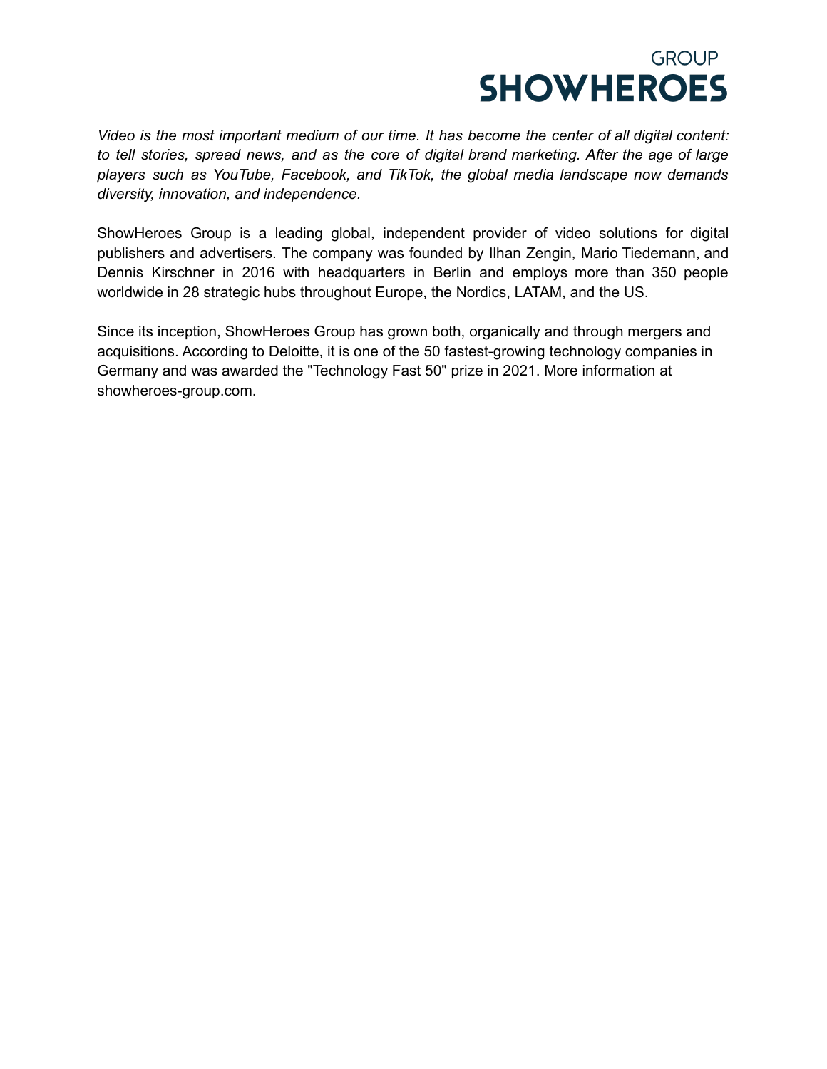*Video is the most important medium of our time. It has become the center of all digital content: to tell stories, spread news, and as the core of digital brand marketing. After the age of large players such as YouTube, Facebook, and TikTok, the global media landscape now demands diversity, innovation, and independence.*

ShowHeroes Group is a leading global, independent provider of video solutions for digital publishers and advertisers. The company was founded by Ilhan Zengin, Mario Tiedemann, and Dennis Kirschner in 2016 with headquarters in Berlin and employs more than 350 people worldwide in 28 strategic hubs throughout Europe, the Nordics, LATAM, and the US.

Since its inception, ShowHeroes Group has grown both, organically and through mergers and acquisitions. According to Deloitte, it is one of the 50 fastest-growing technology companies in Germany and was awarded the "Technology Fast 50" prize in 2021. More information at showheroes-group.com.